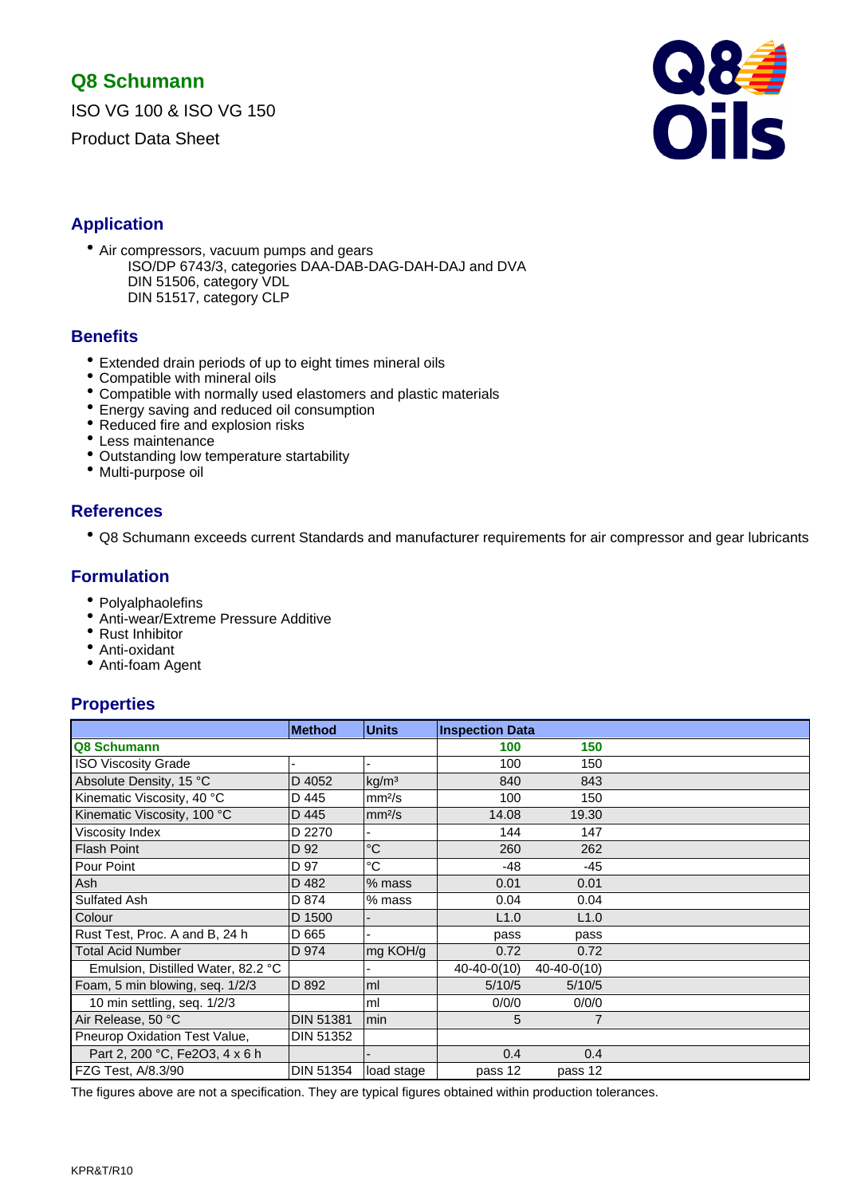# Q8 Schumann

ISO VG 100 & ISO VG 150

Product Data Sheet

## Application

- Air compressors, vacuum pumps and gears
  ISO/DP 6743/3, categories DAA-DAB-DAG-DAH-DAJ and DVA
  DIN 51506, category VDL
  DIN 51517, category CLP

## Benefits

- Extended drain periods of up to eight times mineral oils
- Compatible with mineral oils
- Compatible with normally used elastomers and plastic materials
- Energy saving and reduced oil consumption
- Reduced fire and explosion risks
- Less maintenance
- Outstanding low temperature startability
- Multi-purpose oil

## References

- Q8 Schumann exceeds current Standards and manufacturer requirements for air compressor and gear lubricants

## Formulation

- Polyalphaolefins
- Anti-wear/Extreme Pressure Additive
- Rust Inhibitor
- Anti-oxidant
- Anti-foam Agent

## Properties

| | Method | Units | Inspection Data | |
|---|---|---|---|---|
| **Q8 Schumann** | | | **100** | **150** |
| ISO Viscosity Grade | - | - | 100 | 150 |
| Absolute Density, 15 °C | D 4052 | kg/m³ | 840 | 843 |
| Kinematic Viscosity, 40 °C | D 445 | mm²/s | 100 | 150 |
| Kinematic Viscosity, 100 °C | D 445 | mm²/s | 14.08 | 19.30 |
| Viscosity Index | D 2270 | - | 144 | 147 |
| Flash Point | D 92 | °C | 260 | 262 |
| Pour Point | D 97 | °C | -48 | -45 |
| Ash | D 482 | % mass | 0.01 | 0.01 |
| Sulfated Ash | D 874 | % mass | 0.04 | 0.04 |
| Colour | D 1500 | - | L1.0 | L1.0 |
| Rust Test, Proc. A and B, 24 h | D 665 | - | pass | pass |
| Total Acid Number | D 974 | mg KOH/g | 0.72 | 0.72 |
| Emulsion, Distilled Water, 82.2 °C | | - | 40-40-0(10) | 40-40-0(10) |
| Foam, 5 min blowing, seq. 1/2/3 | D 892 | ml | 5/10/5 | 5/10/5 |
| 10 min settling, seq. 1/2/3 | | ml | 0/0/0 | 0/0/0 |
| Air Release, 50 °C | DIN 51381 | min | 5 | 7 |
| Pneurop Oxidation Test Value, | DIN 51352 | | | |
| Part 2, 200 °C, $Fe_2O_3$, 4 x 6 h | | - | 0.4 | 0.4 |
| FZG Test, A/8.3/90 | DIN 51354 | load stage | pass 12 | pass 12 |

The figures above are not a specification. They are typical figures obtained within production tolerances.

KPR&T/R10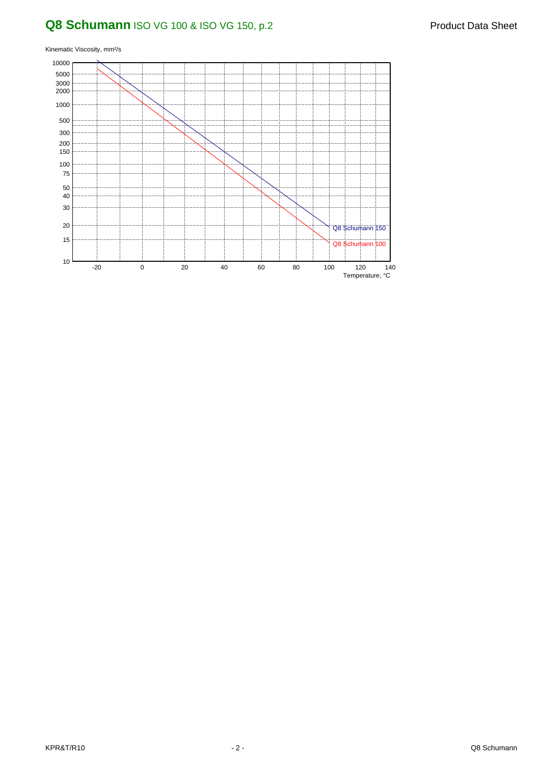# Q8 Schumann ISO VG 100 & ISO VG 150, p.2

Product Data Sheet

Kinematic Viscosity, mm²/s

10000
5000
3000
2000
1000
500
300
200
150
100
75
50
40
30
20
15
10

-20 0 20 40 60 80 100 120 140

Temperature, °C

Q8 Schumann 150

Q8 Schumann 100

KPR&T/R10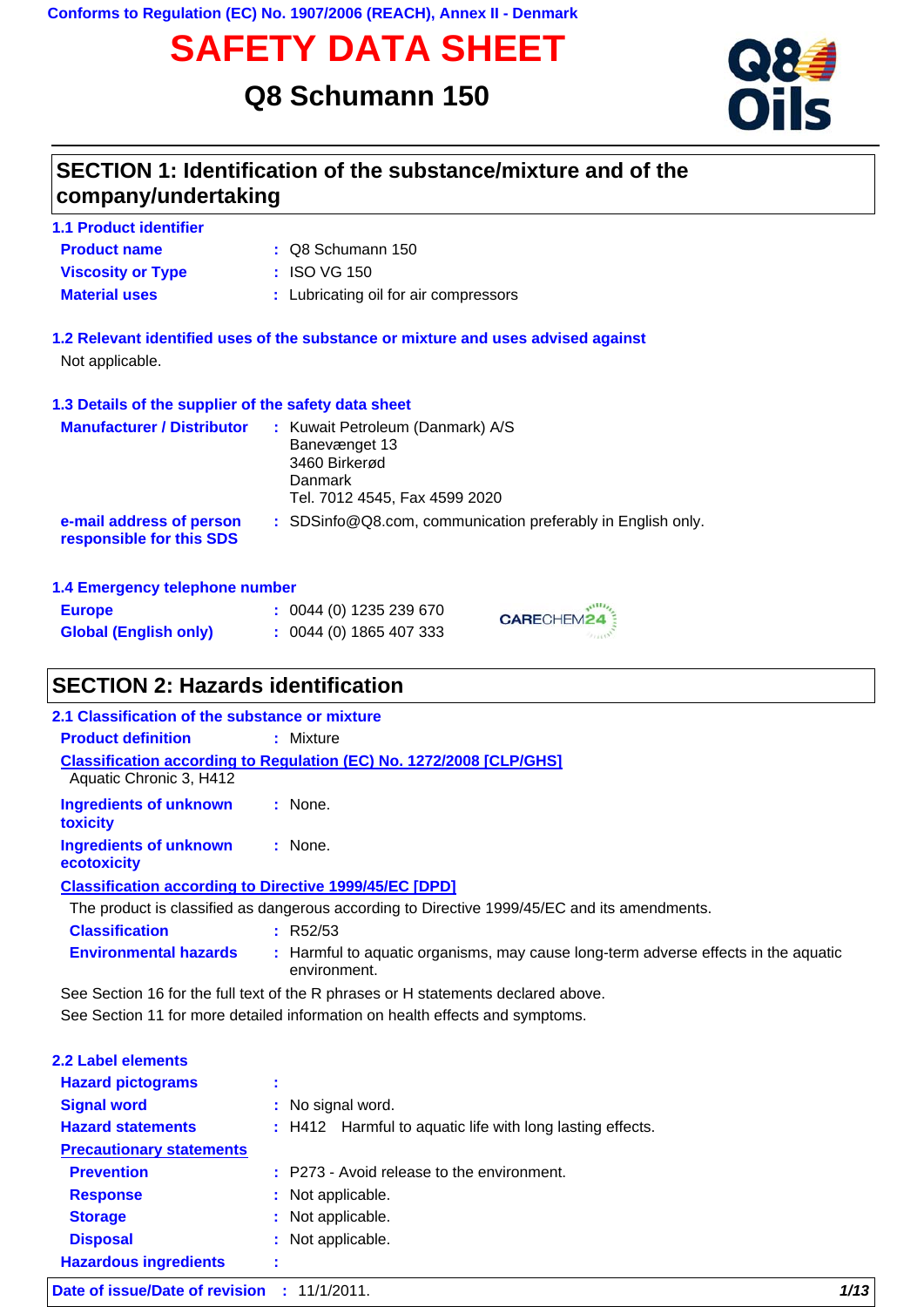Conforms to Regulation (EC) No. 1907/2006 (REACH), Annex II - Denmark

# SAFETY DATA SHEET

## Q8 Schumann 150

## SECTION 1: Identification of the substance/mixture and of the company/undertaking

### 1.1 Product identifier

**Product name** : Q8 Schumann 150

**Viscosity or Type** : ISO VG 150

**Material uses** : Lubricating oil for air compressors

### 1.2 Relevant identified uses of the substance or mixture and uses advised against

Not applicable.

### 1.3 Details of the supplier of the safety data sheet

**Manufacturer / Distributor** : Kuwait Petroleum (Danmark) A/S
Banevænget 13
3460 Birkerød
Danmark
Tel. 7012 4545, Fax 4599 2020

**e-mail address of person responsible for this SDS** : SDSinfo@Q8.com, communication preferably in English only.

### 1.4 Emergency telephone number

**Europe** : 0044 (0) 1235 239 670

**Global (English only)** : 0044 (0) 1865 407 333

CARECHEM24

## SECTION 2: Hazards identification

### 2.1 Classification of the substance or mixture

**Product definition** : Mixture

**Classification according to Regulation (EC) No. 1272/2008 [CLP/GHS]**

Aquatic Chronic 3, H412

**Ingredients of unknown toxicity** : None.

**Ingredients of unknown ecotoxicity** : None.

**Classification according to Directive 1999/45/EC [DPD]**

The product is classified as dangerous according to Directive 1999/45/EC and its amendments.

**Classification** : R52/53

**Environmental hazards** : Harmful to aquatic organisms, may cause long-term adverse effects in the aquatic environment.

See Section 16 for the full text of the R phrases or H statements declared above.

See Section 11 for more detailed information on health effects and symptoms.

### 2.2 Label elements

**Hazard pictograms** :

**Signal word** : No signal word.

**Hazard statements** : H412 Harmful to aquatic life with long lasting effects.

**Precautionary statements**

**Prevention** : P273 - Avoid release to the environment.

**Response** : Not applicable.

**Storage** : Not applicable.

**Disposal** : Not applicable.

**Hazardous ingredients** :

**Date of issue/Date of revision** : 11/1/2011.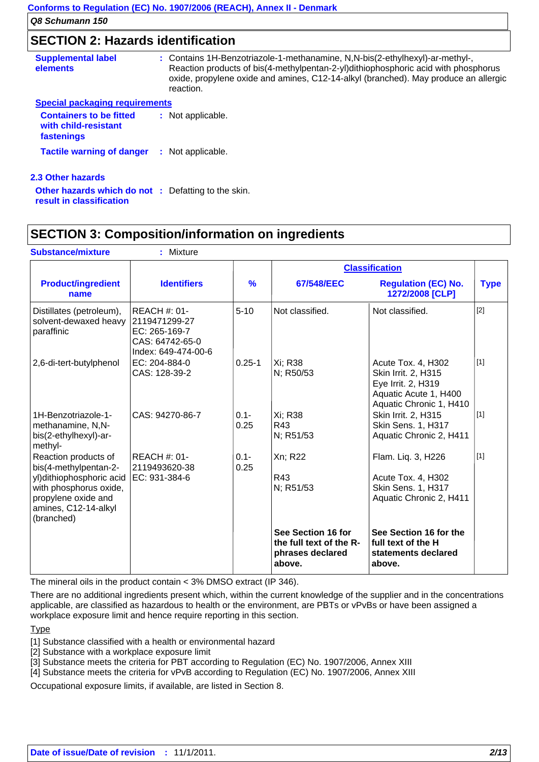## SECTION 2: Hazards identification

**Supplemental label elements** : Contains 1H-Benzotriazole-1-methanamine, N,N-bis(2-ethylhexyl)-ar-methyl-, Reaction products of bis(4-methylpentan-2-yl)dithiophosphoric acid with phosphorus oxide, propylene oxide and amines, C12-14-alkyl (branched). May produce an allergic reaction.

**Special packaging requirements**

**Containers to be fitted with child-resistant fastenings** : Not applicable.

**Tactile warning of danger** : Not applicable.

### 2.3 Other hazards

**Other hazards which do not result in classification** : Defatting to the skin.

## SECTION 3: Composition/information on ingredients

**Substance/mixture** : Mixture

| Product/ingredient name | Identifiers | % | Classification | | Type |
|---|---|---|---|---|---|
| | | | 67/548/EEC | Regulation (EC) No. 1272/2008 [CLP] | |
| Distillates (petroleum), solvent-dewaxed heavy paraffinic | REACH #: 01-2119471299-27<br>EC: 265-169-7<br>CAS: 64742-65-0<br>Index: 649-474-00-6 | 5-10 | Not classified. | Not classified. | [2] |
| 2,6-di-tert-butylphenol | EC: 204-884-0<br>CAS: 128-39-2 | 0.25-1 | Xi; R38<br>N; R50/53 | Acute Tox. 4, H302<br>Skin Irrit. 2, H315<br>Eye Irrit. 2, H319<br>Aquatic Acute 1, H400<br>Aquatic Chronic 1, H410 | [1] |
| 1H-Benzotriazole-1-methanamine, N,N-bis(2-ethylhexyl)-ar-methyl- | CAS: 94270-86-7 | 0.1-0.25 | Xi; R38<br>R43<br>N; R51/53 | Skin Irrit. 2, H315<br>Skin Sens. 1, H317<br>Aquatic Chronic 2, H411 | [1] |
| Reaction products of bis(4-methylpentan-2-yl)dithiophosphoric acid with phosphorus oxide, propylene oxide and amines, C12-14-alkyl (branched) | REACH #: 01-2119493620-38<br>EC: 931-384-6 | 0.1-0.25 | Xn; R22<br>R43<br>N; R51/53 | Flam. Liq. 3, H226<br>Acute Tox. 4, H302<br>Skin Sens. 1, H317<br>Aquatic Chronic 2, H411 | [1] |
| | | | **See Section 16 for the full text of the R-phrases declared above.** | **See Section 16 for the full text of the H statements declared above.** | |

The mineral oils in the product contain < 3% DMSO extract (IP 346).

There are no additional ingredients present which, within the current knowledge of the supplier and in the concentrations applicable, are classified as hazardous to health or the environment, are PBTs or vPvBs or have been assigned a workplace exposure limit and hence require reporting in this section.

Type

[1] Substance classified with a health or environmental hazard
[2] Substance with a workplace exposure limit
[3] Substance meets the criteria for PBT according to Regulation (EC) No. 1907/2006, Annex XIII
[4] Substance meets the criteria for vPvB according to Regulation (EC) No. 1907/2006, Annex XIII

Occupational exposure limits, if available, are listed in Section 8.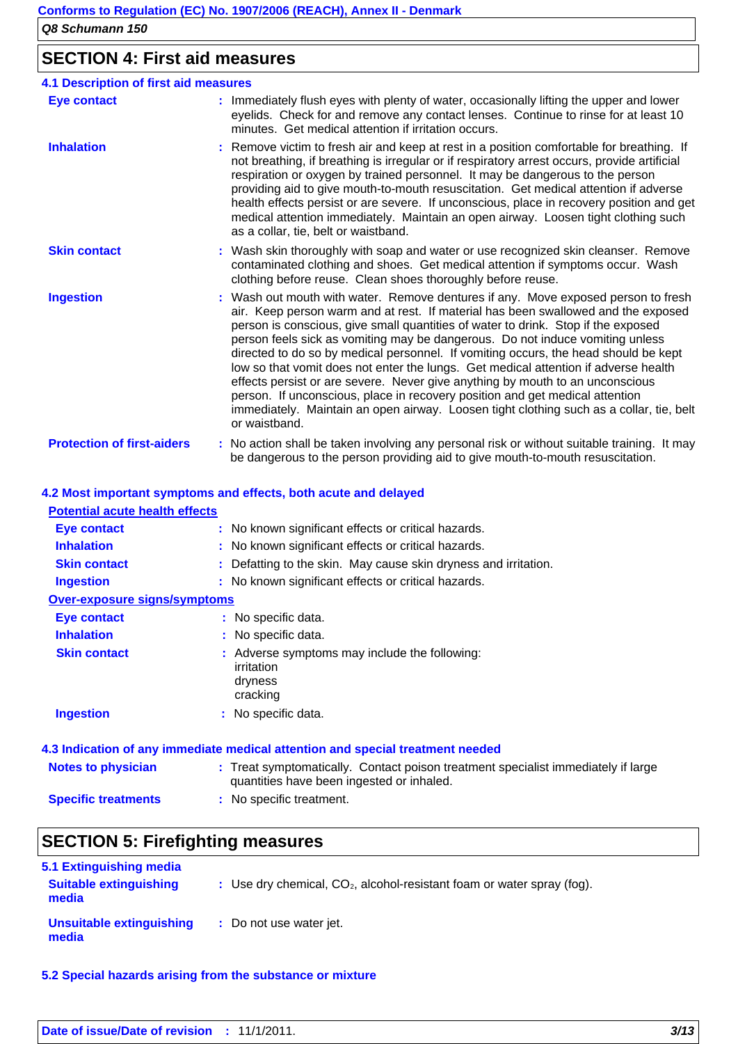## SECTION 4: First aid measures

### 4.1 Description of first aid measures

| | |
|---|---|
| **Eye contact** | Immediately flush eyes with plenty of water, occasionally lifting the upper and lower eyelids. Check for and remove any contact lenses. Continue to rinse for at least 10 minutes. Get medical attention if irritation occurs. |
| **Inhalation** | Remove victim to fresh air and keep at rest in a position comfortable for breathing. If not breathing, if breathing is irregular or if respiratory arrest occurs, provide artificial respiration or oxygen by trained personnel. It may be dangerous to the person providing aid to give mouth-to-mouth resuscitation. Get medical attention if adverse health effects persist or are severe. If unconscious, place in recovery position and get medical attention immediately. Maintain an open airway. Loosen tight clothing such as a collar, tie, belt or waistband. |
| **Skin contact** | Wash skin thoroughly with soap and water or use recognized skin cleanser. Remove contaminated clothing and shoes. Get medical attention if symptoms occur. Wash clothing before reuse. Clean shoes thoroughly before reuse. |
| **Ingestion** | Wash out mouth with water. Remove dentures if any. Move exposed person to fresh air. Keep person warm and at rest. If material has been swallowed and the exposed person is conscious, give small quantities of water to drink. Stop if the exposed person feels sick as vomiting may be dangerous. Do not induce vomiting unless directed to do so by medical personnel. If vomiting occurs, the head should be kept low so that vomit does not enter the lungs. Get medical attention if adverse health effects persist or are severe. Never give anything by mouth to an unconscious person. If unconscious, place in recovery position and get medical attention immediately. Maintain an open airway. Loosen tight clothing such as a collar, tie, belt or waistband. |
| **Protection of first-aiders** | No action shall be taken involving any personal risk or without suitable training. It may be dangerous to the person providing aid to give mouth-to-mouth resuscitation. |

### 4.2 Most important symptoms and effects, both acute and delayed

**Potential acute health effects**

| | |
|---|---|
| **Eye contact** | No known significant effects or critical hazards. |
| **Inhalation** | No known significant effects or critical hazards. |
| **Skin contact** | Defatting to the skin. May cause skin dryness and irritation. |
| **Ingestion** | No known significant effects or critical hazards. |

**Over-exposure signs/symptoms**

| | |
|---|---|
| **Eye contact** | No specific data. |
| **Inhalation** | No specific data. |
| **Skin contact** | Adverse symptoms may include the following: irritation, dryness, cracking |
| **Ingestion** | No specific data. |

### 4.3 Indication of any immediate medical attention and special treatment needed

| | |
|---|---|
| **Notes to physician** | Treat symptomatically. Contact poison treatment specialist immediately if large quantities have been ingested or inhaled. |
| **Specific treatments** | No specific treatment. |

## SECTION 5: Firefighting measures

### 5.1 Extinguishing media

| | |
|---|---|
| **Suitable extinguishing media** | Use dry chemical, $CO_2$, alcohol-resistant foam or water spray (fog). |
| **Unsuitable extinguishing media** | Do not use water jet. |

### 5.2 Special hazards arising from the substance or mixture

Date of issue/Date of revision : 11/1/2011.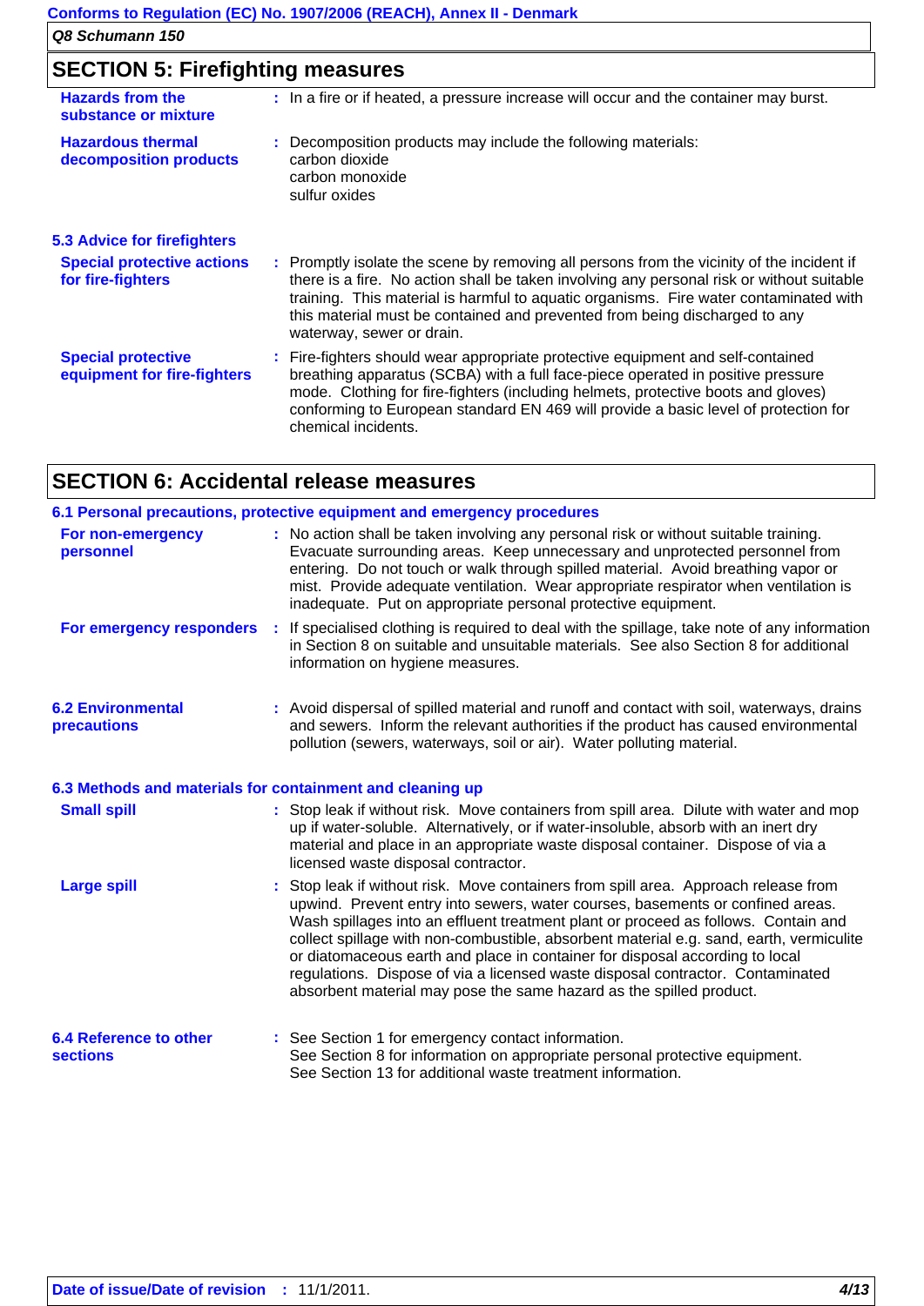## SECTION 5: Firefighting measures

**Hazards from the substance or mixture** : In a fire or if heated, a pressure increase will occur and the container may burst.

**Hazardous thermal decomposition products** : Decomposition products may include the following materials:
carbon dioxide
carbon monoxide
sulfur oxides

### 5.3 Advice for firefighters

**Special protective actions for fire-fighters** : Promptly isolate the scene by removing all persons from the vicinity of the incident if there is a fire. No action shall be taken involving any personal risk or without suitable training. This material is harmful to aquatic organisms. Fire water contaminated with this material must be contained and prevented from being discharged to any waterway, sewer or drain.

**Special protective equipment for fire-fighters** : Fire-fighters should wear appropriate protective equipment and self-contained breathing apparatus (SCBA) with a full face-piece operated in positive pressure mode. Clothing for fire-fighters (including helmets, protective boots and gloves) conforming to European standard EN 469 will provide a basic level of protection for chemical incidents.

## SECTION 6: Accidental release measures

### 6.1 Personal precautions, protective equipment and emergency procedures

**For non-emergency personnel** : No action shall be taken involving any personal risk or without suitable training. Evacuate surrounding areas. Keep unnecessary and unprotected personnel from entering. Do not touch or walk through spilled material. Avoid breathing vapor or mist. Provide adequate ventilation. Wear appropriate respirator when ventilation is inadequate. Put on appropriate personal protective equipment.

**For emergency responders** : If specialised clothing is required to deal with the spillage, take note of any information in Section 8 on suitable and unsuitable materials. See also Section 8 for additional information on hygiene measures.

**6.2 Environmental precautions** : Avoid dispersal of spilled material and runoff and contact with soil, waterways, drains and sewers. Inform the relevant authorities if the product has caused environmental pollution (sewers, waterways, soil or air). Water polluting material.

### 6.3 Methods and materials for containment and cleaning up

**Small spill** : Stop leak if without risk. Move containers from spill area. Dilute with water and mop up if water-soluble. Alternatively, or if water-insoluble, absorb with an inert dry material and place in an appropriate waste disposal container. Dispose of via a licensed waste disposal contractor.

**Large spill** : Stop leak if without risk. Move containers from spill area. Approach release from upwind. Prevent entry into sewers, water courses, basements or confined areas. Wash spillages into an effluent treatment plant or proceed as follows. Contain and collect spillage with non-combustible, absorbent material e.g. sand, earth, vermiculite or diatomaceous earth and place in container for disposal according to local regulations. Dispose of via a licensed waste disposal contractor. Contaminated absorbent material may pose the same hazard as the spilled product.

**6.4 Reference to other sections** : See Section 1 for emergency contact information.
See Section 8 for information on appropriate personal protective equipment.
See Section 13 for additional waste treatment information.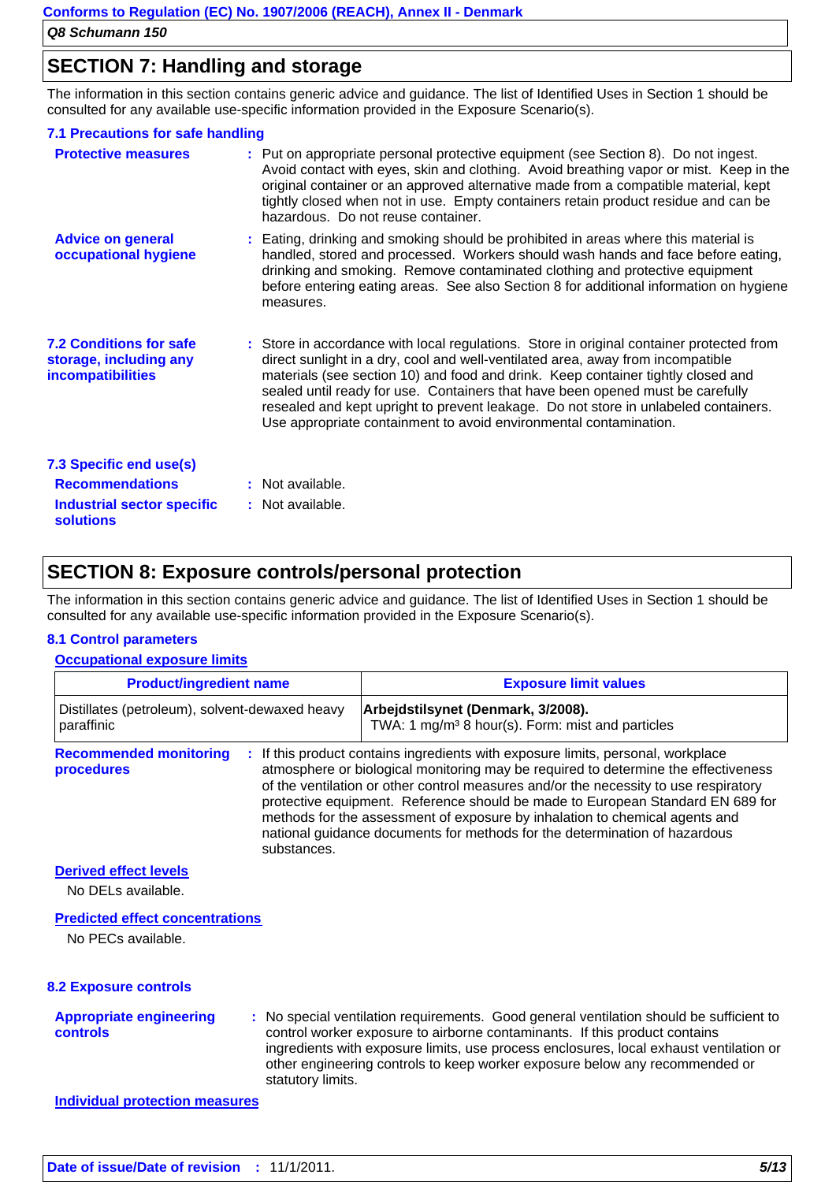## SECTION 7: Handling and storage

The information in this section contains generic advice and guidance. The list of Identified Uses in Section 1 should be consulted for any available use-specific information provided in the Exposure Scenario(s).

### 7.1 Precautions for safe handling

**Protective measures** : Put on appropriate personal protective equipment (see Section 8). Do not ingest. Avoid contact with eyes, skin and clothing. Avoid breathing vapor or mist. Keep in the original container or an approved alternative made from a compatible material, kept tightly closed when not in use. Empty containers retain product residue and can be hazardous. Do not reuse container.

**Advice on general occupational hygiene** : Eating, drinking and smoking should be prohibited in areas where this material is handled, stored and processed. Workers should wash hands and face before eating, drinking and smoking. Remove contaminated clothing and protective equipment before entering eating areas. See also Section 8 for additional information on hygiene measures.

### 7.2 Conditions for safe storage, including any incompatibilities

: Store in accordance with local regulations. Store in original container protected from direct sunlight in a dry, cool and well-ventilated area, away from incompatible materials (see section 10) and food and drink. Keep container tightly closed and sealed until ready for use. Containers that have been opened must be carefully resealed and kept upright to prevent leakage. Do not store in unlabeled containers. Use appropriate containment to avoid environmental contamination.

### 7.3 Specific end use(s)

**Recommendations** : Not available.

**Industrial sector specific solutions** : Not available.

## SECTION 8: Exposure controls/personal protection

The information in this section contains generic advice and guidance. The list of Identified Uses in Section 1 should be consulted for any available use-specific information provided in the Exposure Scenario(s).

### 8.1 Control parameters

**Occupational exposure limits**

| Product/ingredient name | Exposure limit values |
|---|---|
| Distillates (petroleum), solvent-dewaxed heavy paraffinic | **Arbejdstilsynet (Denmark, 3/2008).** TWA: 1 mg/m³ 8 hour(s). Form: mist and particles |

**Recommended monitoring procedures** : If this product contains ingredients with exposure limits, personal, workplace atmosphere or biological monitoring may be required to determine the effectiveness of the ventilation or other control measures and/or the necessity to use respiratory protective equipment. Reference should be made to European Standard EN 689 for methods for the assessment of exposure by inhalation to chemical agents and national guidance documents for methods for the determination of hazardous substances.

**Derived effect levels**

No DELs available.

**Predicted effect concentrations**

No PECs available.

### 8.2 Exposure controls

**Appropriate engineering controls** : No special ventilation requirements. Good general ventilation should be sufficient to control worker exposure to airborne contaminants. If this product contains ingredients with exposure limits, use process enclosures, local exhaust ventilation or other engineering controls to keep worker exposure below any recommended or statutory limits.

**Individual protection measures**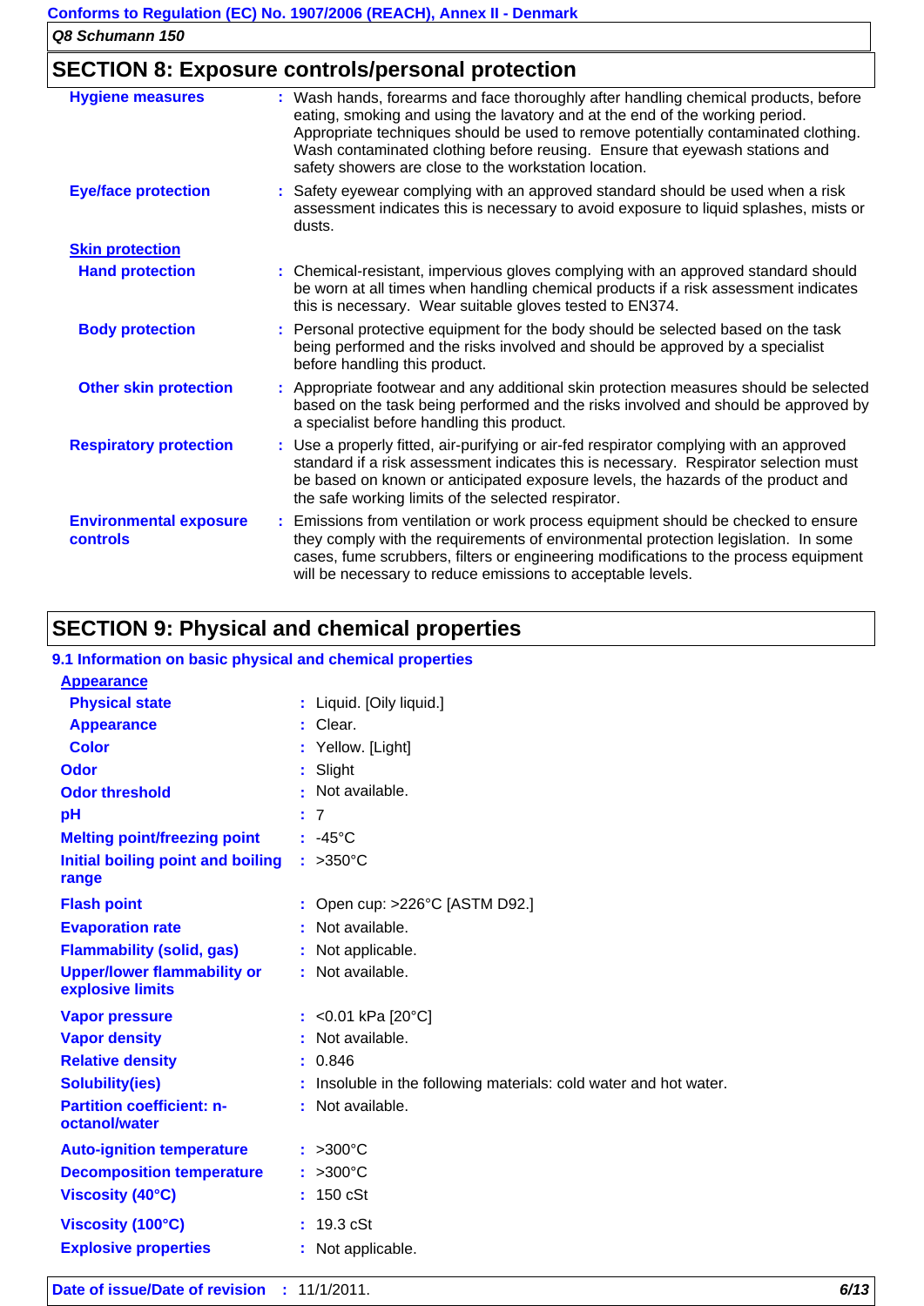## SECTION 8: Exposure controls/personal protection

**Hygiene measures** : Wash hands, forearms and face thoroughly after handling chemical products, before eating, smoking and using the lavatory and at the end of the working period. Appropriate techniques should be used to remove potentially contaminated clothing. Wash contaminated clothing before reusing. Ensure that eyewash stations and safety showers are close to the workstation location.

**Eye/face protection** : Safety eyewear complying with an approved standard should be used when a risk assessment indicates this is necessary to avoid exposure to liquid splashes, mists or dusts.

**Skin protection**

**Hand protection** : Chemical-resistant, impervious gloves complying with an approved standard should be worn at all times when handling chemical products if a risk assessment indicates this is necessary. Wear suitable gloves tested to EN374.

**Body protection** : Personal protective equipment for the body should be selected based on the task being performed and the risks involved and should be approved by a specialist before handling this product.

**Other skin protection** : Appropriate footwear and any additional skin protection measures should be selected based on the task being performed and the risks involved and should be approved by a specialist before handling this product.

**Respiratory protection** : Use a properly fitted, air-purifying or air-fed respirator complying with an approved standard if a risk assessment indicates this is necessary. Respirator selection must be based on known or anticipated exposure levels, the hazards of the product and the safe working limits of the selected respirator.

**Environmental exposure controls** : Emissions from ventilation or work process equipment should be checked to ensure they comply with the requirements of environmental protection legislation. In some cases, fume scrubbers, filters or engineering modifications to the process equipment will be necessary to reduce emissions to acceptable levels.

## SECTION 9: Physical and chemical properties

### 9.1 Information on basic physical and chemical properties

**Appearance**

| Property | Value |
|---|---|
| Physical state | Liquid. [Oily liquid.] |
| Appearance | Clear. |
| Color | Yellow. [Light] |
| Odor | Slight |
| Odor threshold | Not available. |
| pH | 7 |
| Melting point/freezing point | -45°C |
| Initial boiling point and boiling range | >350°C |
| Flash point | Open cup: >226°C [ASTM D92.] |
| Evaporation rate | Not available. |
| Flammability (solid, gas) | Not applicable. |
| Upper/lower flammability or explosive limits | Not available. |
| Vapor pressure | <0.01 kPa [20°C] |
| Vapor density | Not available. |
| Relative density | 0.846 |
| Solubility(ies) | Insoluble in the following materials: cold water and hot water. |
| Partition coefficient: n-octanol/water | Not available. |
| Auto-ignition temperature | >300°C |
| Decomposition temperature | >300°C |
| Viscosity (40°C) | 150 cSt |
| Viscosity (100°C) | 19.3 cSt |
| Explosive properties | Not applicable. |

**Date of issue/Date of revision** : 11/1/2011.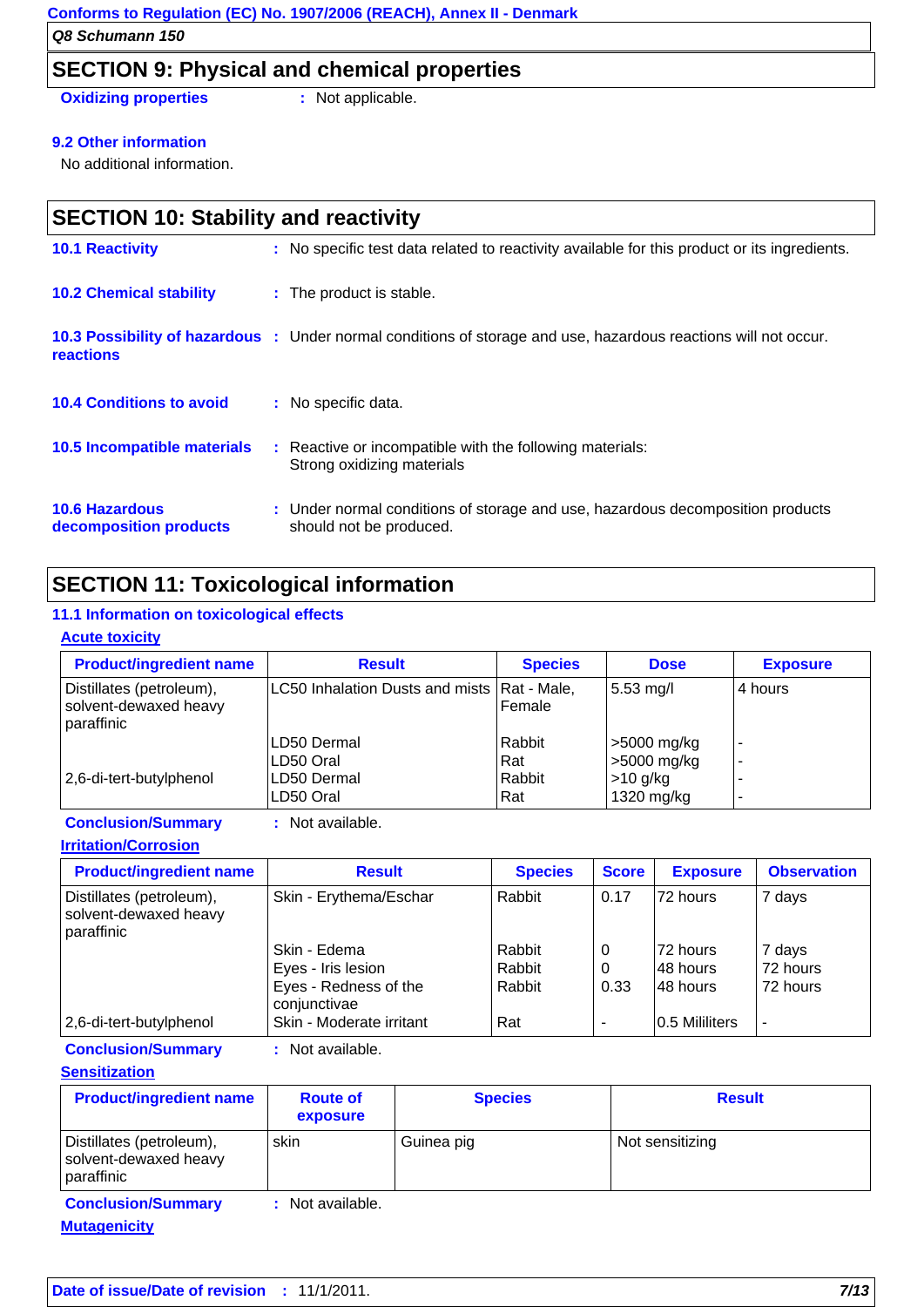## SECTION 9: Physical and chemical properties

**Oxidizing properties** : Not applicable.

**9.2 Other information**

No additional information.

## SECTION 10: Stability and reactivity

**10.1 Reactivity** : No specific test data related to reactivity available for this product or its ingredients.

**10.2 Chemical stability** : The product is stable.

**10.3 Possibility of hazardous reactions** : Under normal conditions of storage and use, hazardous reactions will not occur.

**10.4 Conditions to avoid** : No specific data.

**10.5 Incompatible materials** : Reactive or incompatible with the following materials:
Strong oxidizing materials

**10.6 Hazardous decomposition products** : Under normal conditions of storage and use, hazardous decomposition products should not be produced.

## SECTION 11: Toxicological information

### 11.1 Information on toxicological effects

**Acute toxicity**

| Product/ingredient name | Result | Species | Dose | Exposure |
|---|---|---|---|---|
| Distillates (petroleum), solvent-dewaxed heavy paraffinic | LC50 Inhalation Dusts and mists | Rat - Male, Female | 5.53 mg/l | 4 hours |
| | LD50 Dermal | Rabbit | >5000 mg/kg | - |
| | LD50 Oral | Rat | >5000 mg/kg | - |
| 2,6-di-tert-butylphenol | LD50 Dermal | Rabbit | >10 g/kg | - |
| | LD50 Oral | Rat | 1320 mg/kg | - |

**Conclusion/Summary** : Not available.

**Irritation/Corrosion**

| Product/ingredient name | Result | Species | Score | Exposure | Observation |
|---|---|---|---|---|---|
| Distillates (petroleum), solvent-dewaxed heavy paraffinic | Skin - Erythema/Eschar | Rabbit | 0.17 | 72 hours | 7 days |
| | Skin - Edema | Rabbit | 0 | 72 hours | 7 days |
| | Eyes - Iris lesion | Rabbit | 0 | 48 hours | 72 hours |
| | Eyes - Redness of the conjunctivae | Rabbit | 0.33 | 48 hours | 72 hours |
| 2,6-di-tert-butylphenol | Skin - Moderate irritant | Rat | - | 0.5 Mililiters | - |

**Conclusion/Summary** : Not available.

**Sensitization**

| Product/ingredient name | Route of exposure | Species | Result |
|---|---|---|---|
| Distillates (petroleum), solvent-dewaxed heavy paraffinic | skin | Guinea pig | Not sensitizing |

**Conclusion/Summary** : Not available.

**Mutagenicity**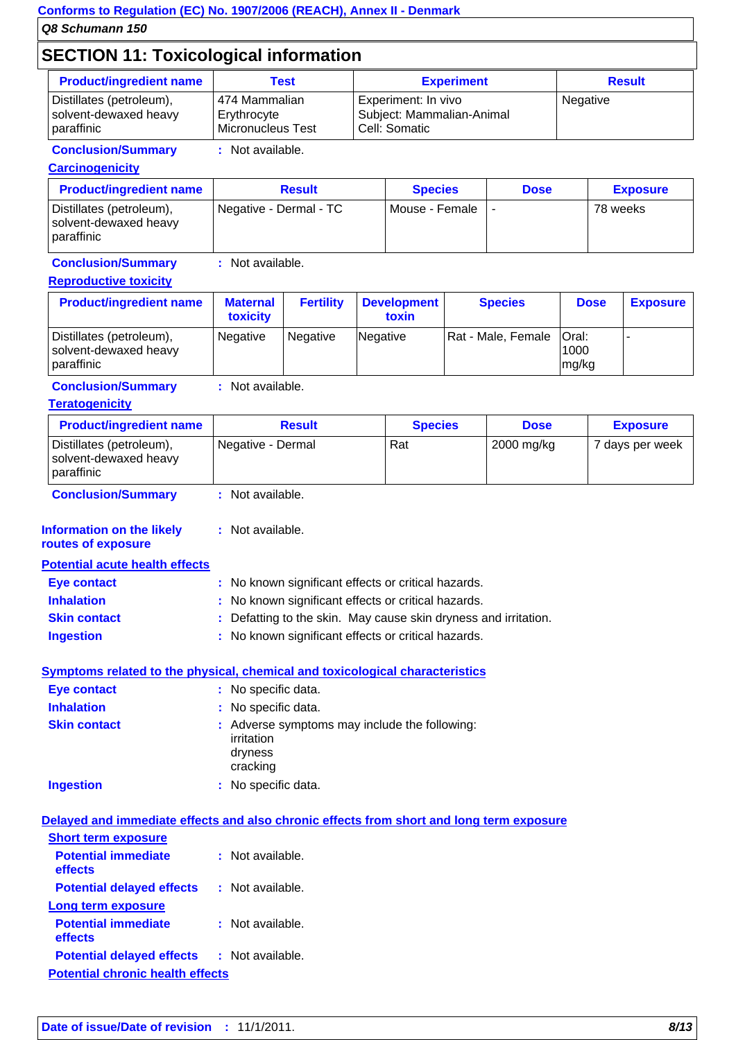## SECTION 11: Toxicological information

| Product/ingredient name | Test | Experiment | Result |
|---|---|---|---|
| Distillates (petroleum), solvent-dewaxed heavy paraffinic | 474 Mammalian Erythrocyte Micronucleus Test | Experiment: In vivo<br>Subject: Mammalian-Animal<br>Cell: Somatic | Negative |

**Conclusion/Summary** : Not available.

**Carcinogenicity**

| Product/ingredient name | Result | Species | Dose | Exposure |
|---|---|---|---|---|
| Distillates (petroleum), solvent-dewaxed heavy paraffinic | Negative - Dermal - TC | Mouse - Female | - | 78 weeks |

**Conclusion/Summary** : Not available.

**Reproductive toxicity**

| Product/ingredient name | Maternal toxicity | Fertility | Development toxin | Species | Dose | Exposure |
|---|---|---|---|---|---|---|
| Distillates (petroleum), solvent-dewaxed heavy paraffinic | Negative | Negative | Negative | Rat - Male, Female | Oral: 1000 mg/kg | - |

**Conclusion/Summary** : Not available.

**Teratogenicity**

| Product/ingredient name | Result | Species | Dose | Exposure |
|---|---|---|---|---|
| Distillates (petroleum), solvent-dewaxed heavy paraffinic | Negative - Dermal | Rat | 2000 mg/kg | 7 days per week |

**Conclusion/Summary** : Not available.

**Information on the likely routes of exposure** : Not available.

**Potential acute health effects**

- **Eye contact** : No known significant effects or critical hazards.
- **Inhalation** : No known significant effects or critical hazards.
- **Skin contact** : Defatting to the skin. May cause skin dryness and irritation.
- **Ingestion** : No known significant effects or critical hazards.

**Symptoms related to the physical, chemical and toxicological characteristics**

- **Eye contact** : No specific data.
- **Inhalation** : No specific data.
- **Skin contact** : Adverse symptoms may include the following:
  - irritation
  - dryness
  - cracking
- **Ingestion** : No specific data.

**Delayed and immediate effects and also chronic effects from short and long term exposure**

**Short term exposure**

- **Potential immediate effects** : Not available.
- **Potential delayed effects** : Not available.

**Long term exposure**

- **Potential immediate effects** : Not available.
- **Potential delayed effects** : Not available.

**Potential chronic health effects**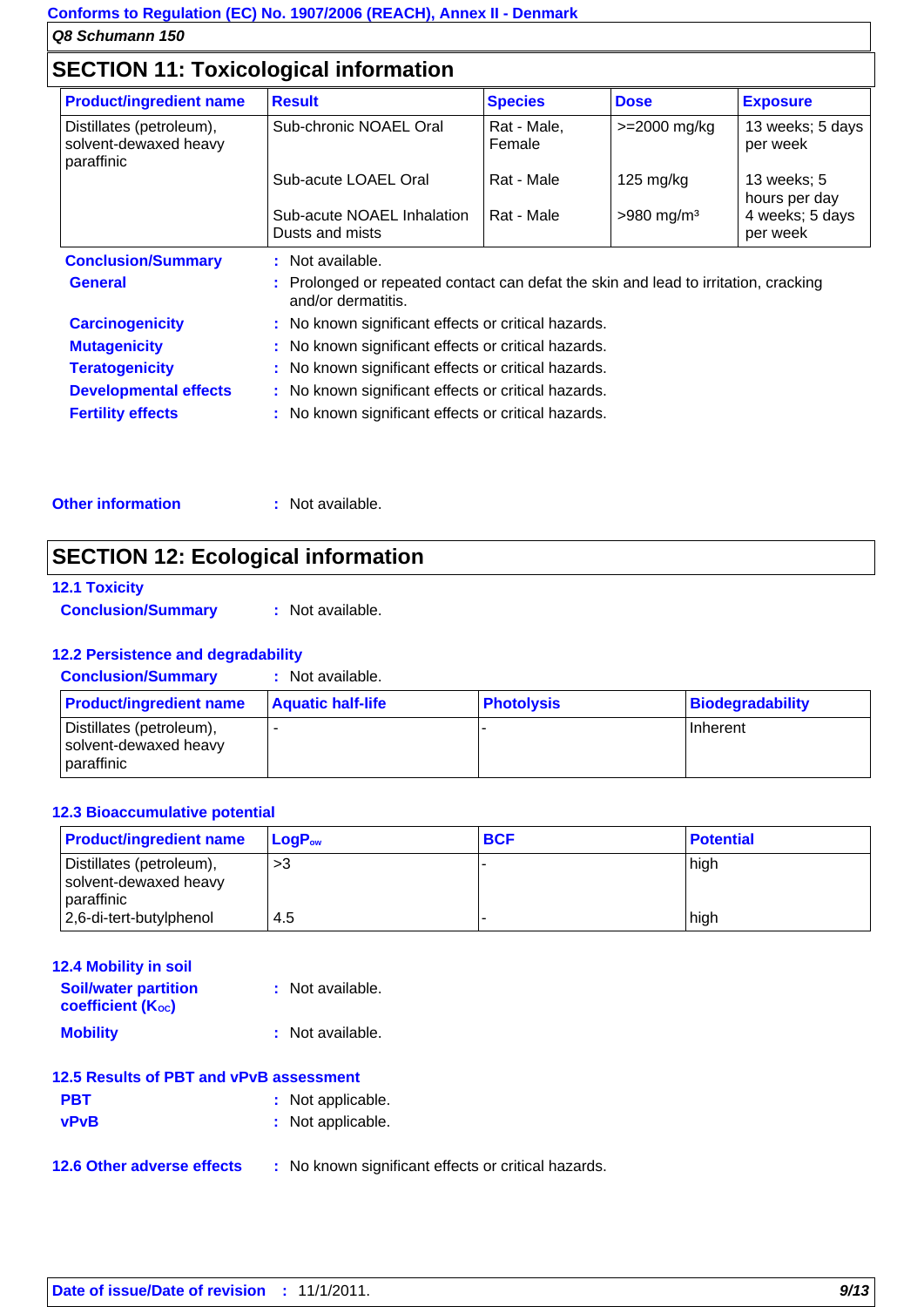## SECTION 11: Toxicological information

| Product/ingredient name | Result | Species | Dose | Exposure |
| --- | --- | --- | --- | --- |
| Distillates (petroleum), solvent-dewaxed heavy paraffinic | Sub-chronic NOAEL Oral | Rat - Male, Female | >=2000 mg/kg | 13 weeks; 5 days per week |
| | Sub-acute LOAEL Oral | Rat - Male | 125 mg/kg | 13 weeks; 5 hours per day |
| | Sub-acute NOAEL Inhalation Dusts and mists | Rat - Male | >980 mg/m³ | 4 weeks; 5 days per week |

**Conclusion/Summary** : Not available.

**General** : Prolonged or repeated contact can defat the skin and lead to irritation, cracking and/or dermatitis.

**Carcinogenicity** : No known significant effects or critical hazards.

**Mutagenicity** : No known significant effects or critical hazards.

**Teratogenicity** : No known significant effects or critical hazards.

**Developmental effects** : No known significant effects or critical hazards.

**Fertility effects** : No known significant effects or critical hazards.

**Other information** : Not available.

## SECTION 12: Ecological information

### 12.1 Toxicity

**Conclusion/Summary** : Not available.

### 12.2 Persistence and degradability

**Conclusion/Summary** : Not available.

| Product/ingredient name | Aquatic half-life | Photolysis | Biodegradability |
| --- | --- | --- | --- |
| Distillates (petroleum), solvent-dewaxed heavy paraffinic | - | - | Inherent |

### 12.3 Bioaccumulative potential

| Product/ingredient name | $LogP_{ow}$ | BCF | Potential |
| --- | --- | --- | --- |
| Distillates (petroleum), solvent-dewaxed heavy paraffinic | >3 | - | high |
| 2,6-di-tert-butylphenol | 4.5 | - | high |

### 12.4 Mobility in soil

**Soil/water partition coefficient ($K_{OC}$)** : Not available.

**Mobility** : Not available.

### 12.5 Results of PBT and vPvB assessment

**PBT** : Not applicable.

**vPvB** : Not applicable.

**12.6 Other adverse effects** : No known significant effects or critical hazards.

**Date of issue/Date of revision** : 11/1/2011.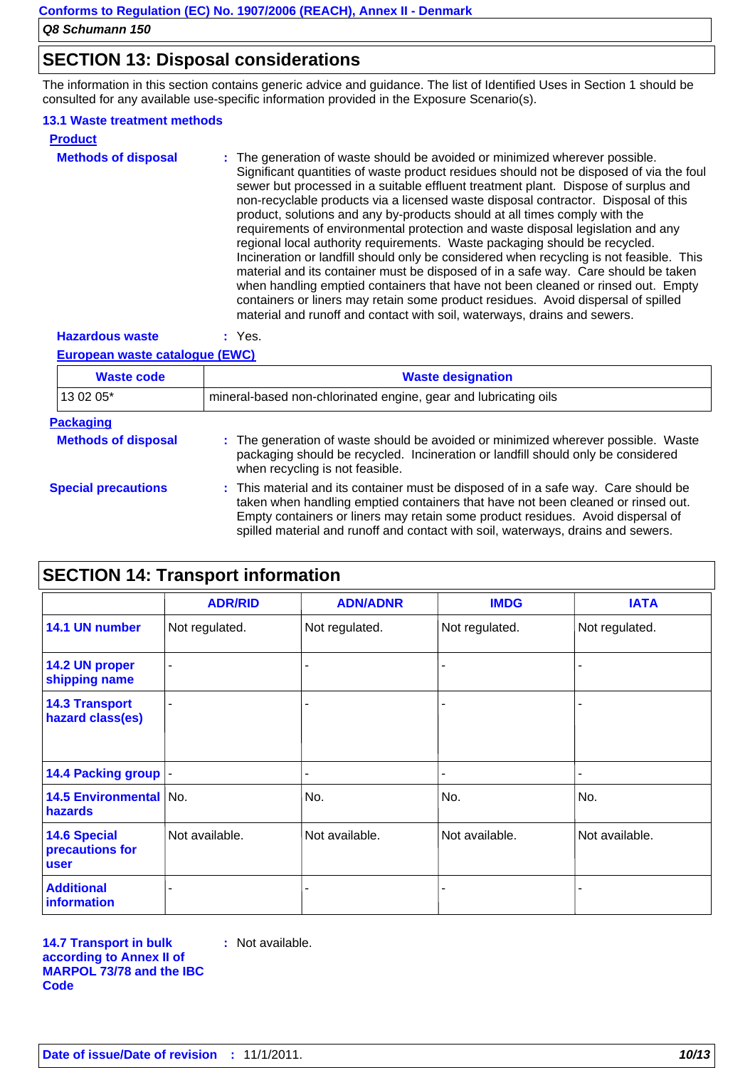## SECTION 13: Disposal considerations

The information in this section contains generic advice and guidance. The list of Identified Uses in Section 1 should be consulted for any available use-specific information provided in the Exposure Scenario(s).

### 13.1 Waste treatment methods

**Product**

**Methods of disposal** : The generation of waste should be avoided or minimized wherever possible. Significant quantities of waste product residues should not be disposed of via the foul sewer but processed in a suitable effluent treatment plant. Dispose of surplus and non-recyclable products via a licensed waste disposal contractor. Disposal of this product, solutions and any by-products should at all times comply with the requirements of environmental protection and waste disposal legislation and any regional local authority requirements. Waste packaging should be recycled. Incineration or landfill should only be considered when recycling is not feasible. This material and its container must be disposed of in a safe way. Care should be taken when handling emptied containers that have not been cleaned or rinsed out. Empty containers or liners may retain some product residues. Avoid dispersal of spilled material and runoff and contact with soil, waterways, drains and sewers.

**Hazardous waste** : Yes.

**European waste catalogue (EWC)**

| Waste code | Waste designation |
|---|---|
| 13 02 05* | mineral-based non-chlorinated engine, gear and lubricating oils |

**Packaging**

**Methods of disposal** : The generation of waste should be avoided or minimized wherever possible. Waste packaging should be recycled. Incineration or landfill should only be considered when recycling is not feasible.

**Special precautions** : This material and its container must be disposed of in a safe way. Care should be taken when handling emptied containers that have not been cleaned or rinsed out. Empty containers or liners may retain some product residues. Avoid dispersal of spilled material and runoff and contact with soil, waterways, drains and sewers.

## SECTION 14: Transport information

| | ADR/RID | ADN/ADNR | IMDG | IATA |
|---|---|---|---|---|
| **14.1 UN number** | Not regulated. | Not regulated. | Not regulated. | Not regulated. |
| **14.2 UN proper shipping name** | - | - | - | - |
| **14.3 Transport hazard class(es)** | - | - | - | - |
| **14.4 Packing group** | - | - | - | - |
| **14.5 Environmental hazards** | No. | No. | No. | No. |
| **14.6 Special precautions for user** | Not available. | Not available. | Not available. | Not available. |
| **Additional information** | - | - | - | - |

**14.7 Transport in bulk according to Annex II of MARPOL 73/78 and the IBC Code** : Not available.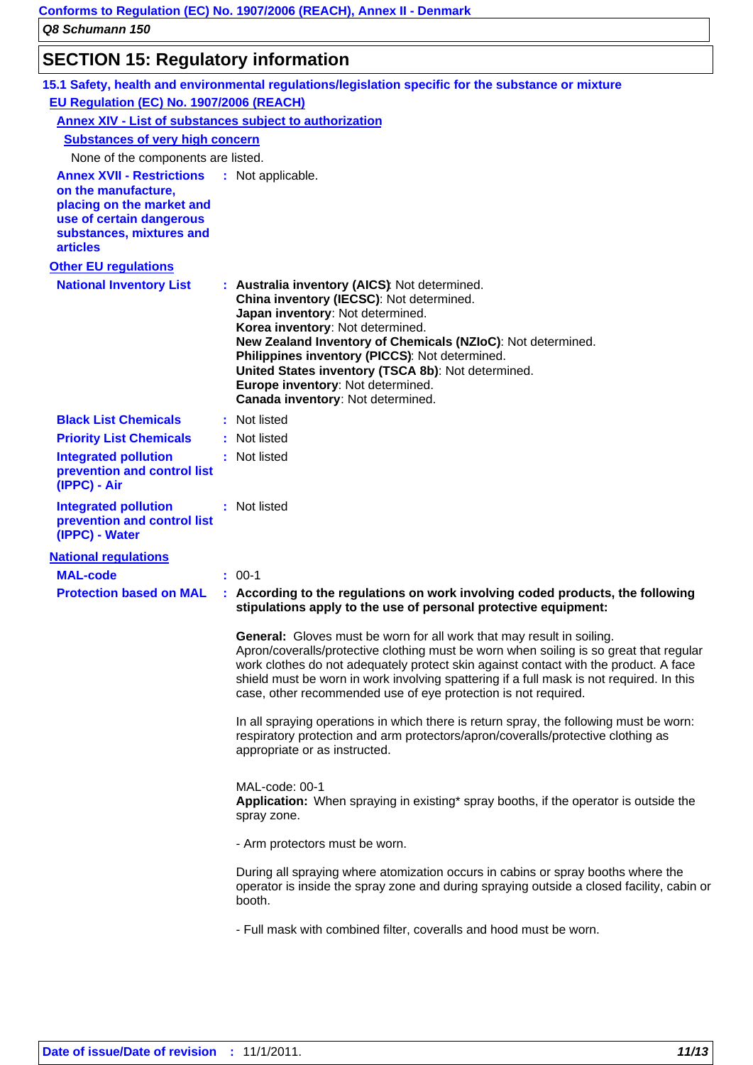## SECTION 15: Regulatory information

### 15.1 Safety, health and environmental regulations/legislation specific for the substance or mixture

**EU Regulation (EC) No. 1907/2006 (REACH)**

**Annex XIV - List of substances subject to authorization**

**Substances of very high concern**

None of the components are listed.

**Annex XVII - Restrictions on the manufacture, placing on the market and use of certain dangerous substances, mixtures and articles** : Not applicable.

**Other EU regulations**

**National Inventory List** :
**Australia inventory (AICS)**: Not determined.
**China inventory (IECSC)**: Not determined.
**Japan inventory**: Not determined.
**Korea inventory**: Not determined.
**New Zealand Inventory of Chemicals (NZIoC)**: Not determined.
**Philippines inventory (PICCS)**: Not determined.
**United States inventory (TSCA 8b)**: Not determined.
**Europe inventory**: Not determined.
**Canada inventory**: Not determined.

**Black List Chemicals** : Not listed

**Priority List Chemicals** : Not listed

**Integrated pollution prevention and control list (IPPC) - Air** : Not listed

**Integrated pollution prevention and control list (IPPC) - Water** : Not listed

**National regulations**

**MAL-code** : 00-1

**Protection based on MAL** : **According to the regulations on work involving coded products, the following stipulations apply to the use of personal protective equipment:**

**General:** Gloves must be worn for all work that may result in soiling. Apron/coveralls/protective clothing must be worn when soiling is so great that regular work clothes do not adequately protect skin against contact with the product. A face shield must be worn in work involving spattering if a full mask is not required. In this case, other recommended use of eye protection is not required.

In all spraying operations in which there is return spray, the following must be worn: respiratory protection and arm protectors/apron/coveralls/protective clothing as appropriate or as instructed.

MAL-code: 00-1
**Application:** When spraying in existing* spray booths, if the operator is outside the spray zone.

- Arm protectors must be worn.

During all spraying where atomization occurs in cabins or spray booths where the operator is inside the spray zone and during spraying outside a closed facility, cabin or booth.

- Full mask with combined filter, coveralls and hood must be worn.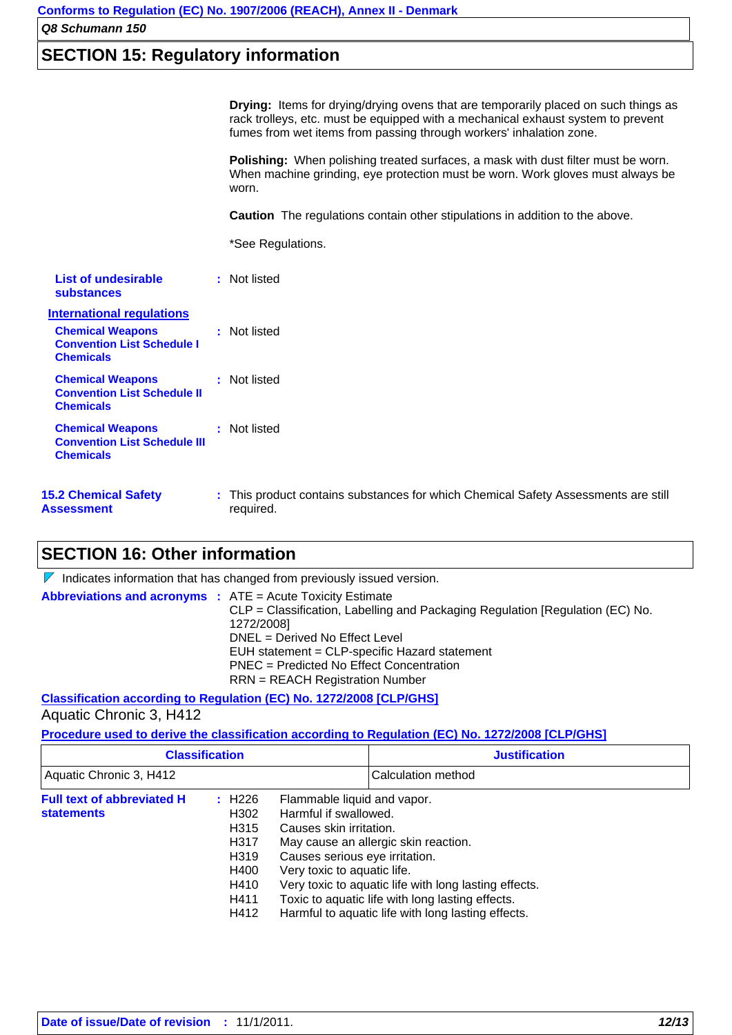## SECTION 15: Regulatory information

**Drying:** Items for drying/drying ovens that are temporarily placed on such things as rack trolleys, etc. must be equipped with a mechanical exhaust system to prevent fumes from wet items from passing through workers' inhalation zone.

**Polishing:** When polishing treated surfaces, a mask with dust filter must be worn. When machine grinding, eye protection must be worn. Work gloves must always be worn.

**Caution** The regulations contain other stipulations in addition to the above.

*See Regulations.

**List of undesirable substances** : Not listed

**International regulations**

**Chemical Weapons Convention List Schedule I Chemicals** : Not listed

**Chemical Weapons Convention List Schedule II Chemicals** : Not listed

**Chemical Weapons Convention List Schedule III Chemicals** : Not listed

**15.2 Chemical Safety Assessment** : This product contains substances for which Chemical Safety Assessments are still required.

## SECTION 16: Other information

Indicates information that has changed from previously issued version.

**Abbreviations and acronyms** :
ATE = Acute Toxicity Estimate
CLP = Classification, Labelling and Packaging Regulation [Regulation (EC) No. 1272/2008]
DNEL = Derived No Effect Level
EUH statement = CLP-specific Hazard statement
PNEC = Predicted No Effect Concentration
RRN = REACH Registration Number

**Classification according to Regulation (EC) No. 1272/2008 [CLP/GHS]**

Aquatic Chronic 3, H412

**Procedure used to derive the classification according to Regulation (EC) No. 1272/2008 [CLP/GHS]**

| Classification | Justification |
|---|---|
| Aquatic Chronic 3, H412 | Calculation method |

**Full text of abbreviated H statements** :

H226 Flammable liquid and vapor.
H302 Harmful if swallowed.
H315 Causes skin irritation.
H317 May cause an allergic skin reaction.
H319 Causes serious eye irritation.
H400 Very toxic to aquatic life.
H410 Very toxic to aquatic life with long lasting effects.
H411 Toxic to aquatic life with long lasting effects.
H412 Harmful to aquatic life with long lasting effects.

**Date of issue/Date of revision** : 11/1/2011.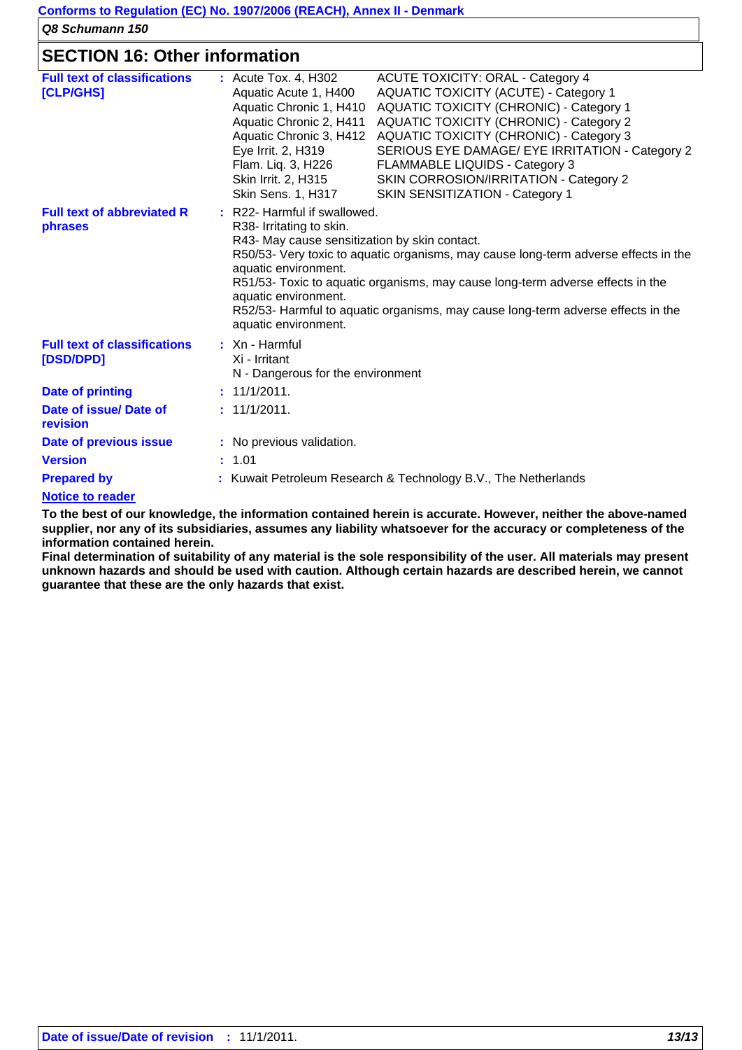## SECTION 16: Other information

**Full text of classifications [CLP/GHS]** :

| | |
|---|---|
| Acute Tox. 4, H302 | ACUTE TOXICITY: ORAL - Category 4 |
| Aquatic Acute 1, H400 | AQUATIC TOXICITY (ACUTE) - Category 1 |
| Aquatic Chronic 1, H410 | AQUATIC TOXICITY (CHRONIC) - Category 1 |
| Aquatic Chronic 2, H411 | AQUATIC TOXICITY (CHRONIC) - Category 2 |
| Aquatic Chronic 3, H412 | AQUATIC TOXICITY (CHRONIC) - Category 3 |
| Eye Irrit. 2, H319 | SERIOUS EYE DAMAGE/ EYE IRRITATION - Category 2 |
| Flam. Liq. 3, H226 | FLAMMABLE LIQUIDS - Category 3 |
| Skin Irrit. 2, H315 | SKIN CORROSION/IRRITATION - Category 2 |
| Skin Sens. 1, H317 | SKIN SENSITIZATION - Category 1 |

**Full text of abbreviated R phrases** :
R22- Harmful if swallowed.
R38- Irritating to skin.
R43- May cause sensitization by skin contact.
R50/53- Very toxic to aquatic organisms, may cause long-term adverse effects in the aquatic environment.
R51/53- Toxic to aquatic organisms, may cause long-term adverse effects in the aquatic environment.
R52/53- Harmful to aquatic organisms, may cause long-term adverse effects in the aquatic environment.

**Full text of classifications [DSD/DPD]** :
Xn - Harmful
Xi - Irritant
N - Dangerous for the environment

**Date of printing** : 11/1/2011.

**Date of issue/ Date of revision** : 11/1/2011.

**Date of previous issue** : No previous validation.

**Version** : 1.01

**Prepared by** : Kuwait Petroleum Research & Technology B.V., The Netherlands

**Notice to reader**

**To the best of our knowledge, the information contained herein is accurate. However, neither the above-named supplier, nor any of its subsidiaries, assumes any liability whatsoever for the accuracy or completeness of the information contained herein.**
**Final determination of suitability of any material is the sole responsibility of the user. All materials may present unknown hazards and should be used with caution. Although certain hazards are described herein, we cannot guarantee that these are the only hazards that exist.**